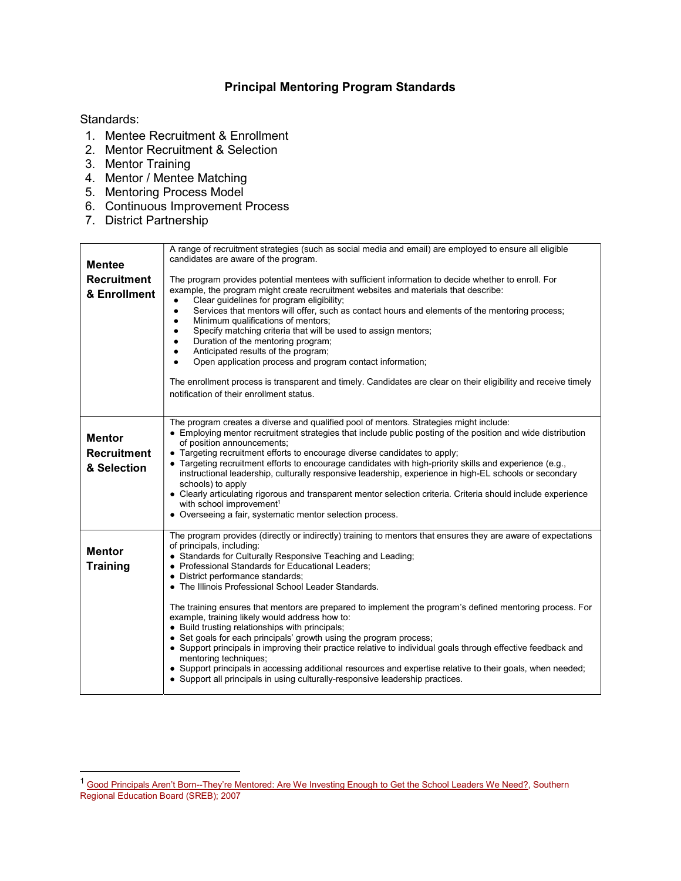# Principal Mentoring Program Standards

Standards:

1. Mentee Recruitment & Enrollment
2. Mentor Recruitment & Selection
3. Mentor Training
4. Mentor / Mentee Matching
5. Mentoring Process Model
6. Continuous Improvement Process
7. District Partnership

| | |
|---|---|
| **Mentee Recruitment & Enrollment** | A range of recruitment strategies (such as social media and email) are employed to ensure all eligible candidates are aware of the program.<br><br>The program provides potential mentees with sufficient information to decide whether to enroll. For example, the program might create recruitment websites and materials that describe:<br>● Clear guidelines for program eligibility;<br>● Services that mentors will offer, such as contact hours and elements of the mentoring process;<br>● Minimum qualifications of mentors;<br>● Specify matching criteria that will be used to assign mentors;<br>● Duration of the mentoring program;<br>● Anticipated results of the program;<br>● Open application process and program contact information;<br><br>The enrollment process is transparent and timely. Candidates are clear on their eligibility and receive timely notification of their enrollment status. |
| **Mentor Recruitment & Selection** | The program creates a diverse and qualified pool of mentors. Strategies might include:<br>● Employing mentor recruitment strategies that include public posting of the position and wide distribution of position announcements;<br>● Targeting recruitment efforts to encourage diverse candidates to apply;<br>● Targeting recruitment efforts to encourage candidates with high-priority skills and experience (e.g., instructional leadership, culturally responsive leadership, experience in high-EL schools or secondary schools) to apply<br>● Clearly articulating rigorous and transparent mentor selection criteria. Criteria should include experience with school improvement[1]<br>● Overseeing a fair, systematic mentor selection process. |
| **Mentor Training** | The program provides (directly or indirectly) training to mentors that ensures they are aware of expectations of principals, including:<br>● Standards for Culturally Responsive Teaching and Leading;<br>● Professional Standards for Educational Leaders;<br>● District performance standards;<br>● The Illinois Professional School Leader Standards.<br><br>The training ensures that mentors are prepared to implement the program's defined mentoring process. For example, training likely would address how to:<br>● Build trusting relationships with principals;<br>● Set goals for each principals' growth using the program process;<br>● Support principals in improving their practice relative to individual goals through effective feedback and mentoring techniques;<br>● Support principals in accessing additional resources and expertise relative to their goals, when needed;<br>● Support all principals in using culturally-responsive leadership practices. |

[1] Good Principals Aren't Born--They're Mentored: Are We Investing Enough to Get the School Leaders We Need?, Southern Regional Education Board (SREB); 2007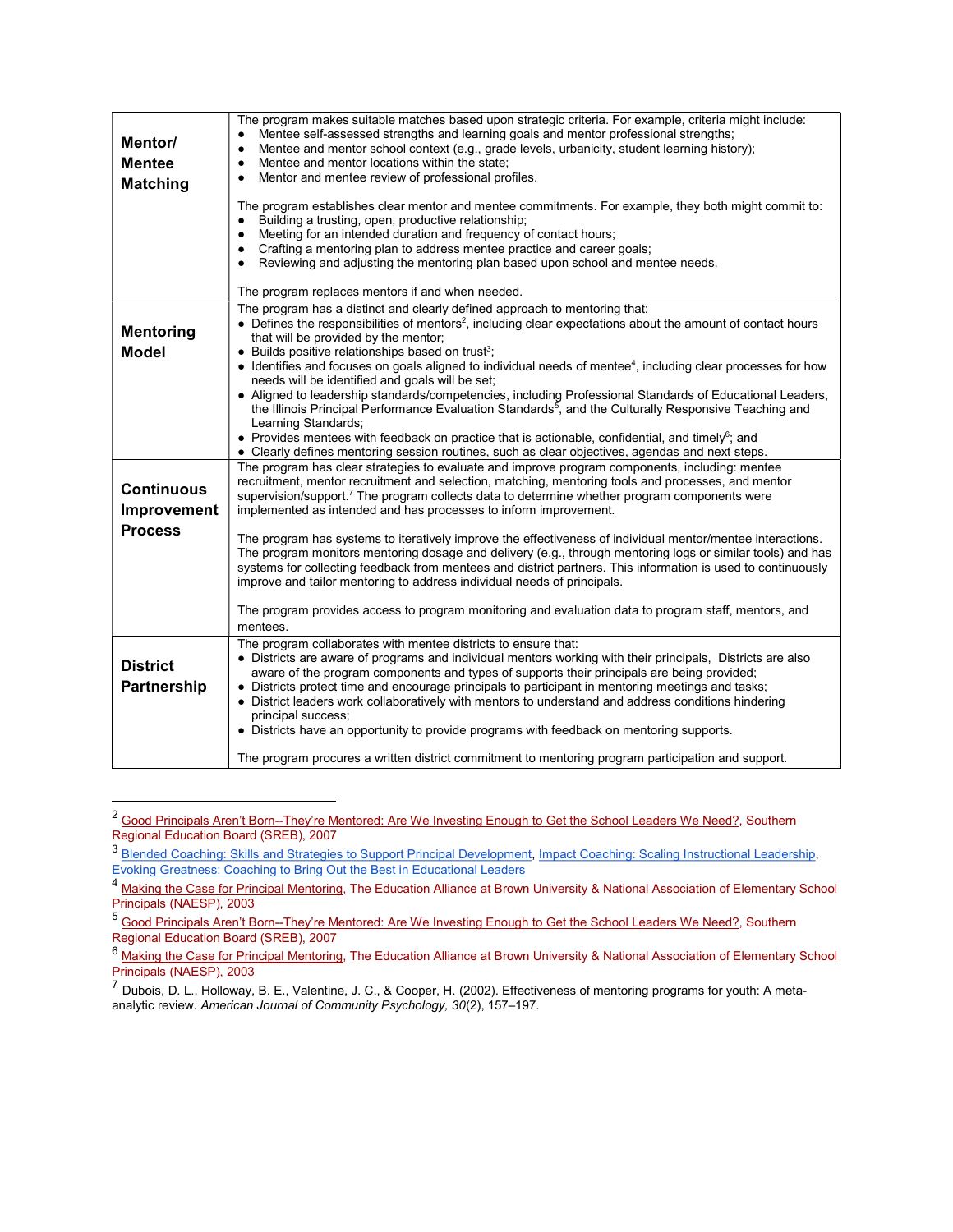| | |
|---|---|
| **Mentor/ Mentee Matching** | The program makes suitable matches based upon strategic criteria. For example, criteria might include:<br>• Mentee self-assessed strengths and learning goals and mentor professional strengths;<br>• Mentee and mentor school context (e.g., grade levels, urbanicity, student learning history);<br>• Mentee and mentor locations within the state;<br>• Mentor and mentee review of professional profiles.<br><br>The program establishes clear mentor and mentee commitments. For example, they both might commit to:<br>• Building a trusting, open, productive relationship;<br>• Meeting for an intended duration and frequency of contact hours;<br>• Crafting a mentoring plan to address mentee practice and career goals;<br>• Reviewing and adjusting the mentoring plan based upon school and mentee needs.<br><br>The program replaces mentors if and when needed. |
| **Mentoring Model** | The program has a distinct and clearly defined approach to mentoring that:<br>• Defines the responsibilities of mentors[2], including clear expectations about the amount of contact hours that will be provided by the mentor;<br>• Builds positive relationships based on trust[3];<br>• Identifies and focuses on goals aligned to individual needs of mentee[4], including clear processes for how needs will be identified and goals will be set;<br>• Aligned to leadership standards/competencies, including Professional Standards of Educational Leaders, the Illinois Principal Performance Evaluation Standards[5], and the Culturally Responsive Teaching and Learning Standards;<br>• Provides mentees with feedback on practice that is actionable, confidential, and timely[6]; and<br>• Clearly defines mentoring session routines, such as clear objectives, agendas and next steps. |
| **Continuous Improvement Process** | The program has clear strategies to evaluate and improve program components, including: mentee recruitment, mentor recruitment and selection, matching, mentoring tools and processes, and mentor supervision/support.[7] The program collects data to determine whether program components were implemented as intended and has processes to inform improvement.<br><br>The program has systems to iteratively improve the effectiveness of individual mentor/mentee interactions. The program monitors mentoring dosage and delivery (e.g., through mentoring logs or similar tools) and has systems for collecting feedback from mentees and district partners. This information is used to continuously improve and tailor mentoring to address individual needs of principals.<br><br>The program provides access to program monitoring and evaluation data to program staff, mentors, and mentees. |
| **District Partnership** | The program collaborates with mentee districts to ensure that:<br>• Districts are aware of programs and individual mentors working with their principals, Districts are also aware of the program components and types of supports their principals are being provided;<br>• Districts protect time and encourage principals to participant in mentoring meetings and tasks;<br>• District leaders work collaboratively with mentors to understand and address conditions hindering principal success;<br>• Districts have an opportunity to provide programs with feedback on mentoring supports.<br><br>The program procures a written district commitment to mentoring program participation and support. |

---

[2] Good Principals Aren't Born--They're Mentored: Are We Investing Enough to Get the School Leaders We Need?, Southern Regional Education Board (SREB), 2007

[3] Blended Coaching: Skills and Strategies to Support Principal Development, Impact Coaching: Scaling Instructional Leadership, Evoking Greatness: Coaching to Bring Out the Best in Educational Leaders

[4] Making the Case for Principal Mentoring, The Education Alliance at Brown University & National Association of Elementary School Principals (NAESP), 2003

[5] Good Principals Aren't Born--They're Mentored: Are We Investing Enough to Get the School Leaders We Need?, Southern Regional Education Board (SREB), 2007

[6] Making the Case for Principal Mentoring, The Education Alliance at Brown University & National Association of Elementary School Principals (NAESP), 2003

[7] Dubois, D. L., Holloway, B. E., Valentine, J. C., & Cooper, H. (2002). Effectiveness of mentoring programs for youth: A meta-analytic review. *American Journal of Community Psychology, 30*(2), 157–197.